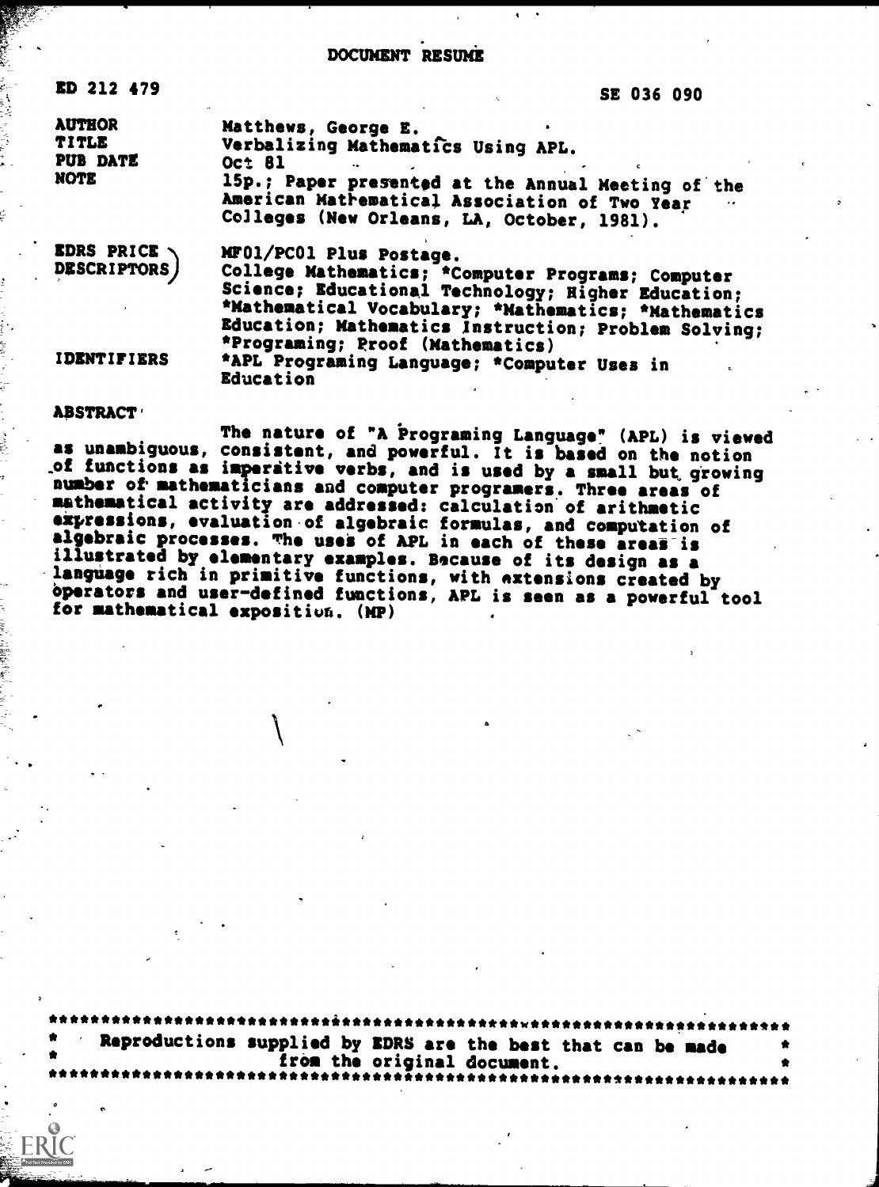# DOCUMENT RESUME

| | |
|---|---|
| ED 212 479 | SE 036 090 |
| AUTHOR | Matthews, George E. |
| TITLE | Verbalizing Mathematics Using APL. |
| PUB DATE | Oct 81 |
| NOTE | 15p.; Paper presented at the Annual Meeting of the American Mathematical Association of Two Year Colleges (New Orleans, LA, October, 1981). |
| EDRS PRICE | MF01/PC01 Plus Postage. |
| DESCRIPTORS | College Mathematics; *Computer Programs; Computer Science; Educational Technology; Higher Education; *Mathematical Vocabulary; *Mathematics; *Mathematics Education; Mathematics Instruction; Problem Solving; *Programing; Proof (Mathematics) |
| IDENTIFIERS | *APL Programing Language; *Computer Uses in Education |

**ABSTRACT**

The nature of "A Programing Language" (APL) is viewed as unambiguous, consistent, and powerful. It is based on the notion of functions as imperative verbs, and is used by a small but growing number of mathematicians and computer programers. Three areas of mathematical activity are addressed: calculation of arithmetic expressions, evaluation of algebraic formulas, and computation of algebraic processes. The uses of APL in each of these areas is illustrated by elementary examples. Because of its design as a language rich in primitive functions, with extensions created by operators and user-defined functions, APL is seen as a powerful tool for mathematical exposition. (MP)

---

Reproductions supplied by EDRS are the best that can be made from the original document.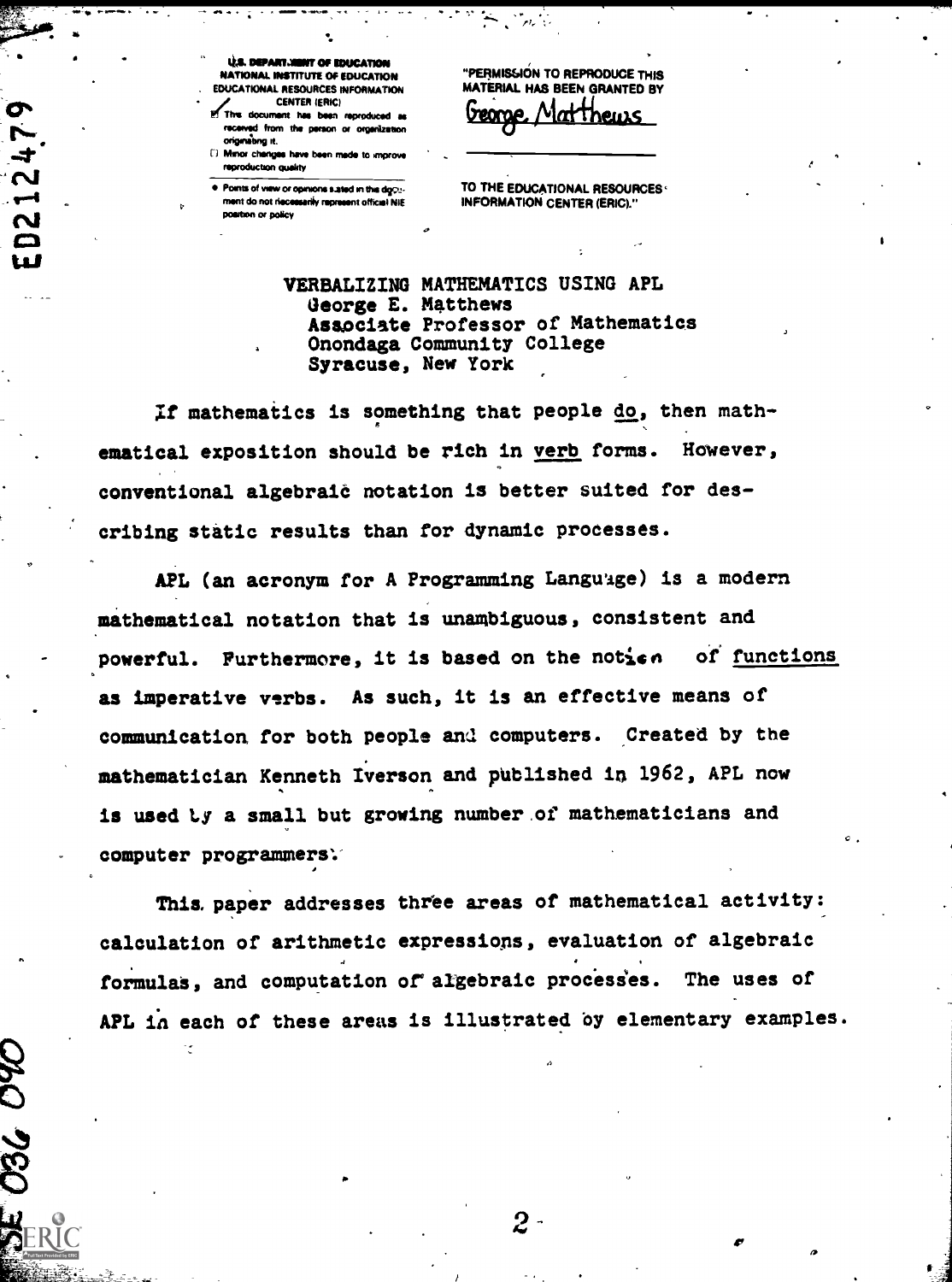U.S. DEPARTMENT OF EDUCATION
NATIONAL INSTITUTE OF EDUCATION
EDUCATIONAL RESOURCES INFORMATION CENTER (ERIC)

- This document has been reproduced as received from the person or organization originating it.
- Minor changes have been made to improve reproduction quality
- Points of view or opinions stated in this document do not necessarily represent official NIE position or policy

"PERMISSION TO REPRODUCE THIS MATERIAL HAS BEEN GRANTED BY

George Matthews

TO THE EDUCATIONAL RESOURCES INFORMATION CENTER (ERIC)."

ED212479

# VERBALIZING MATHEMATICS USING APL

George E. Matthews
Associate Professor of Mathematics
Onondaga Community College
Syracuse, New York

If mathematics is something that people do, then mathematical exposition should be rich in verb forms. However, conventional algebraic notation is better suited for describing static results than for dynamic processes.

APL (an acronym for A Programming Language) is a modern mathematical notation that is unambiguous, consistent and powerful. Furthermore, it is based on the notion of functions as imperative verbs. As such, it is an effective means of communication for both people and computers. Created by the mathematician Kenneth Iverson and published in 1962, APL now is used by a small but growing number of mathematicians and computer programmers.

This paper addresses three areas of mathematical activity: calculation of arithmetic expressions, evaluation of algebraic formulas, and computation of algebraic processes. The uses of APL in each of these areas is illustrated by elementary examples.

SE 036 040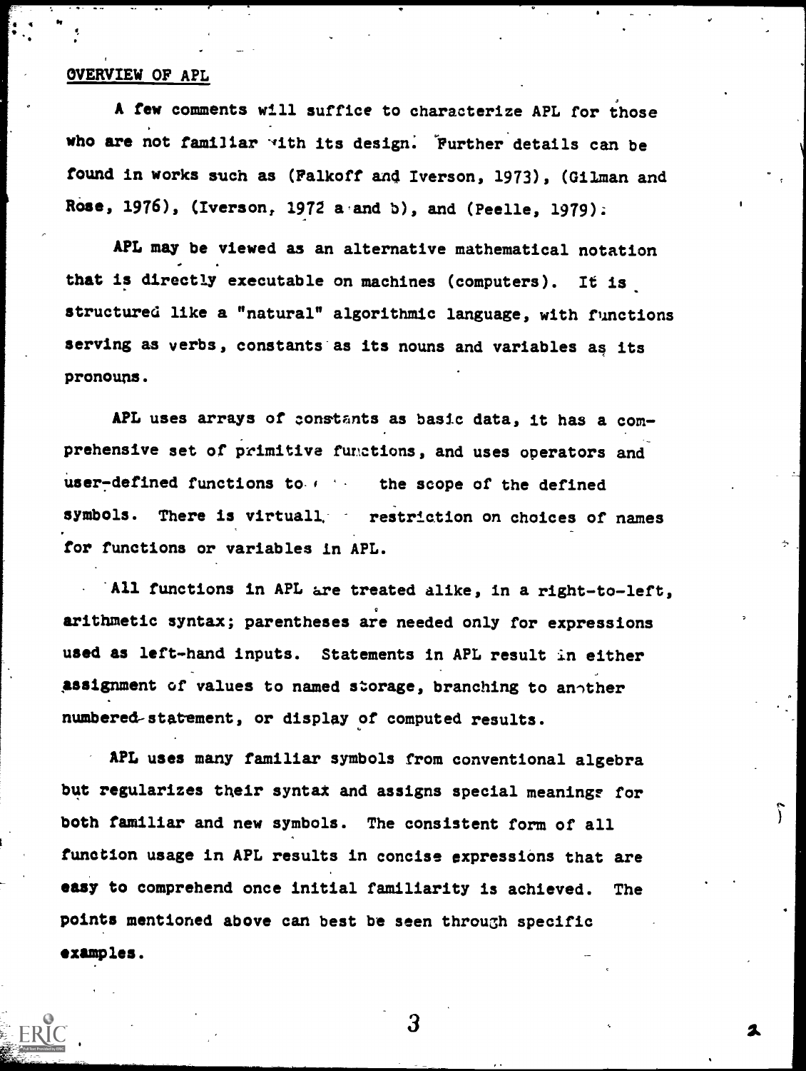## OVERVIEW OF APL

A few comments will suffice to characterize APL for those who are not familiar with its design. Further details can be found in works such as (Falkoff and Iverson, 1973), (Gilman and Rose, 1976), (Iverson, 1972 a and b), and (Peelle, 1979).

APL may be viewed as an alternative mathematical notation that is directly executable on machines (computers). It is structured like a "natural" algorithmic language, with functions serving as verbs, constants as its nouns and variables as its pronouns.

APL uses arrays of constants as basic data, it has a comprehensive set of primitive functions, and uses operators and user-defined functions to ... the scope of the defined symbols. There is virtuall... restriction on choices of names for functions or variables in APL.

All functions in APL are treated alike, in a right-to-left, arithmetic syntax; parentheses are needed only for expressions used as left-hand inputs. Statements in APL result in either assignment of values to named storage, branching to another numbered statement, or display of computed results.

APL uses many familiar symbols from conventional algebra but regularizes their syntax and assigns special meanings for both familiar and new symbols. The consistent form of all function usage in APL results in concise expressions that are easy to comprehend once initial familiarity is achieved. The points mentioned above can best be seen through specific examples.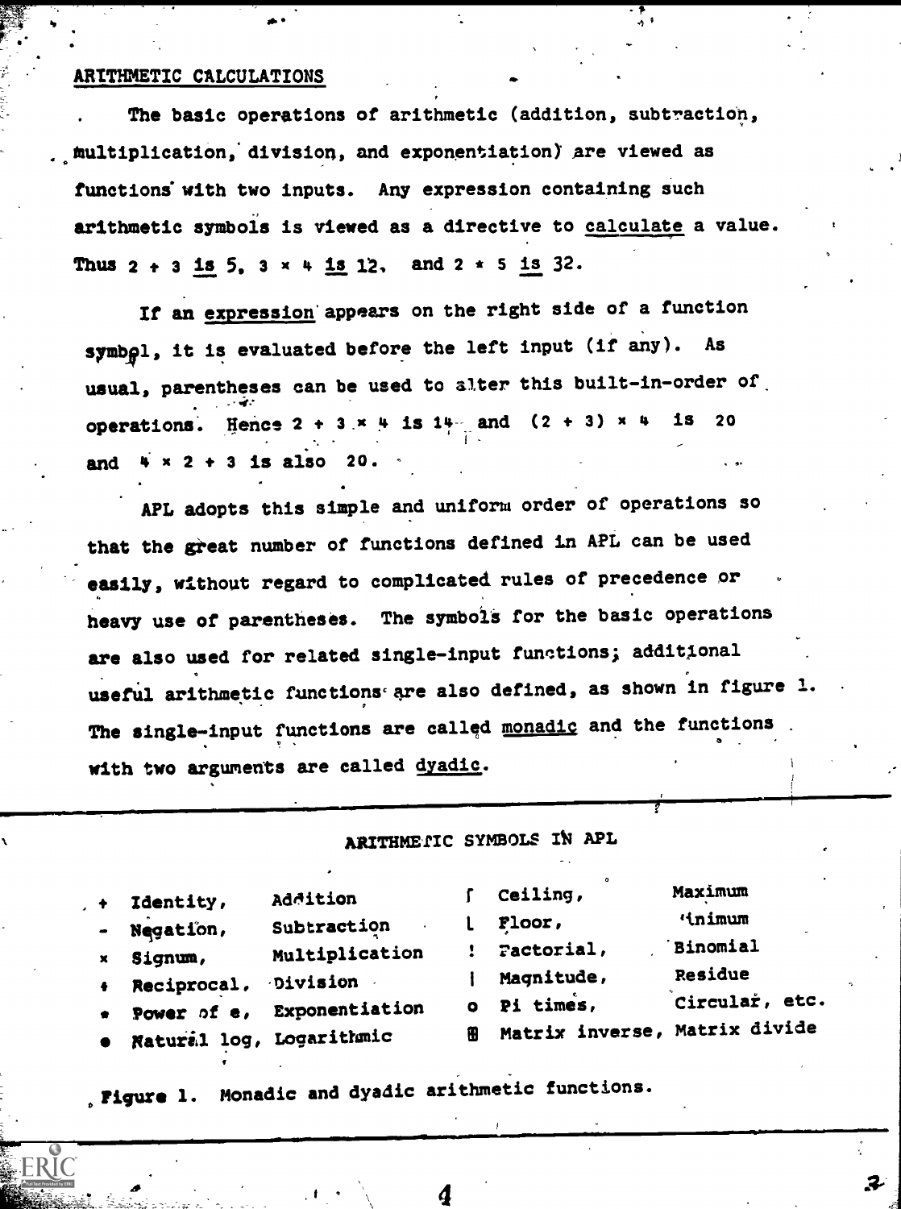## ARITHMETIC CALCULATIONS

The basic operations of arithmetic (addition, subtraction, multiplication, division, and exponentiation) are viewed as functions with two inputs. Any expression containing such arithmetic symbols is viewed as a directive to calculate a value. Thus 2 + 3 is 5, 3 × 4 is 12, and 2 * 5 is 32.

If an expression appears on the right side of a function symbol, it is evaluated before the left input (if any). As usual, parentheses can be used to alter this built-in-order of operations. Hence 2 + 3 × 4 is 14 and (2 + 3) × 4 is 20 and 4 × 2 + 3 is also 20.

APL adopts this simple and uniform order of operations so that the great number of functions defined in APL can be used easily, without regard to complicated rules of precedence or heavy use of parentheses. The symbols for the basic operations are also used for related single-input functions; additional useful arithmetic functions are also defined, as shown in figure 1. The single-input functions are called monadic and the functions with two arguments are called dyadic.

### ARITHMETIC SYMBOLS IN APL

| Symbol | Monadic | Dyadic | Symbol | Monadic | Dyadic |
|---|---|---|---|---|---|
| + | Identity, | Addition | ⌈ | Ceiling, | Maximum |
| - | Negation, | Subtraction | ⌊ | Floor, | Minimum |
| × | Signum, | Multiplication | ! | Factorial, | Binomial |
| ÷ | Reciprocal, | Division | ∣ | Magnitude, | Residue |
| * | Power of e, | Exponentiation | ○ | Pi times, | Circular, etc. |
| ⍟ | Natural log, | Logarithmic | ⌹ | Matrix inverse, | Matrix divide |

Figure 1. Monadic and dyadic arithmetic functions.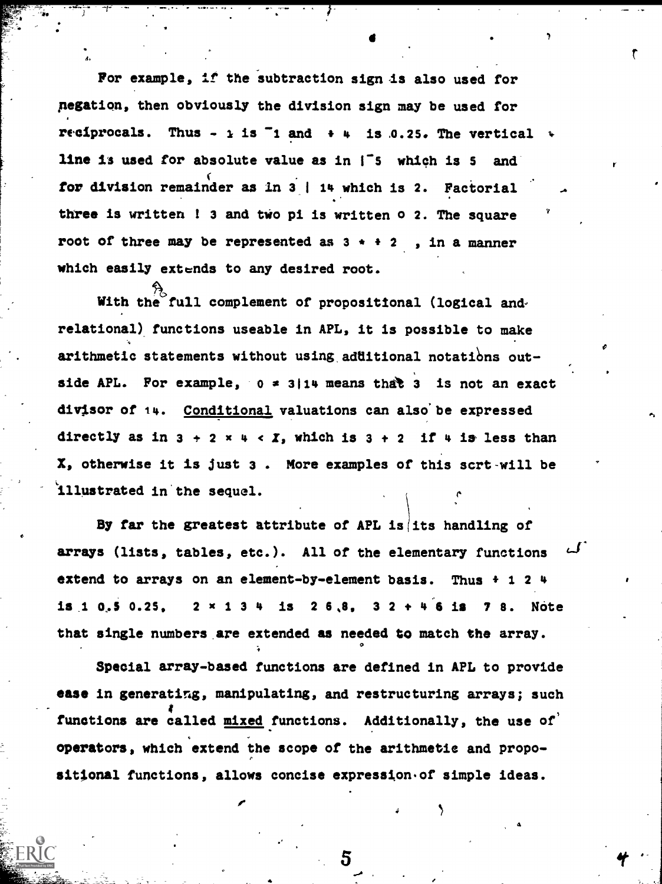For example, if the subtraction sign is also used for negation, then obviously the division sign may be used for reciprocals. Thus - 1 is ¯1 and ÷ 4 is 0.25. The vertical line is used for absolute value as in |¯5 which is 5 and for division remainder as in 3 | 14 which is 2. Factorial three is written ! 3 and two pi is written ○ 2. The square root of three may be represented as 3 * ÷ 2 , in a manner which easily extends to any desired root.

With the full complement of propositional (logical and relational) functions useable in APL, it is possible to make arithmetic statements without using additional notations outside APL. For example, 0 ≠ 3|14 means that 3 is not an exact divisor of 14. <u>Conditional</u> valuations can also be expressed directly as in 3 + 2 × 4 < *X*, which is 3 + 2 if 4 is less than X, otherwise it is just 3 . More examples of this sort will be illustrated in the sequel.

By far the greatest attribute of APL is its handling of arrays (lists, tables, etc.). All of the elementary functions extend to arrays on an element-by-element basis. Thus ÷ 1 2 4 is 1 0.5 0.25, 2 × 1 3 4 is 2 6 8, 3 2 + 4 6 is 7 8. Note that single numbers are extended as needed to match the array.

Special array-based functions are defined in APL to provide ease in generating, manipulating, and restructuring arrays; such functions are called <u>mixed</u> functions. Additionally, the use of operators, which extend the scope of the arithmetic and propositional functions, allows concise expression of simple ideas.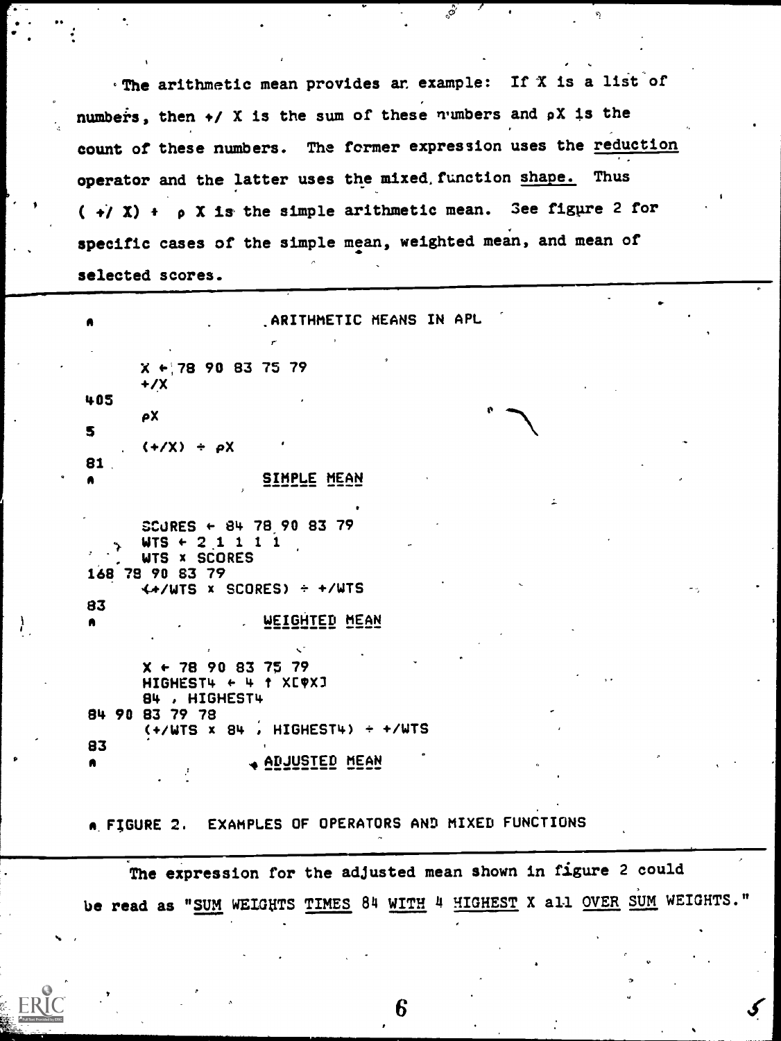The arithmetic mean provides an example: If X is a list of numbers, then +/ X is the sum of these numbers and ⍴X is the count of these numbers. The former expression uses the <u>reduction</u> operator and the latter uses the mixed function <u>shape.</u> Thus ( +/ X) ÷ ⍴ X is the simple arithmetic mean. See figure 2 for specific cases of the simple mean, weighted mean, and mean of selected scores.

```
⍝                    ARITHMETIC MEANS IN APL

      X ← 78 90 83 75 79
      +/X
405
      ⍴X
5
      (+/X) ÷ ⍴X
81
⍝                    SIMPLE MEAN

      SCORES ← 84 78 90 83 79
      WTS ← 2 1 1 1 1
      WTS × SCORES
168 78 90 83 79
      (+/WTS × SCORES) ÷ +/WTS
83
⍝                    WEIGHTED MEAN

      X ← 78 90 83 75 79
      HIGHEST4 ← 4 ↑ X[⍒X]
      84 , HIGHEST4
84 90 83 79 78
      (+/WTS × 84 , HIGHEST4) ÷ +/WTS
83
⍝                    ADJUSTED MEAN


⍝ FIGURE 2.  EXAMPLES OF OPERATORS AND MIXED FUNCTIONS
```

The expression for the adjusted mean shown in figure 2 could be read as "<u>SUM</u> WEIGHTS <u>TIMES</u> 84 <u>WITH</u> 4 <u>HIGHEST</u> X all <u>OVER</u> <u>SUM</u> WEIGHTS."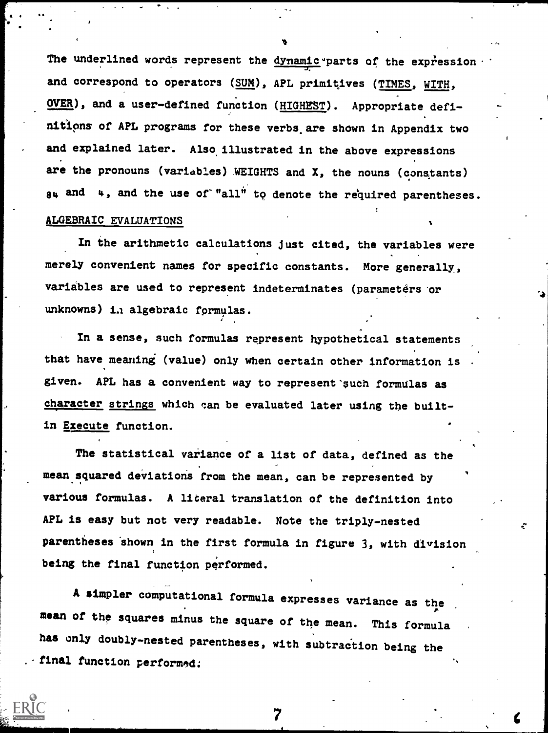The underlined words represent the <u>dynamic</u> parts of the expression and correspond to operators (<u>SUM</u>), APL primitives (<u>TIMES</u>, <u>WITH</u>, <u>OVER</u>), and a user-defined function (<u>HIGHEST</u>). Appropriate definitions of APL programs for these verbs are shown in Appendix two and explained later. Also illustrated in the above expressions are the pronouns (variables) WEIGHTS and X, the nouns (constants) 84 and 4, and the use of "all" to denote the required parentheses.

## ALGEBRAIC EVALUATIONS

In the arithmetic calculations just cited, the variables were merely convenient names for specific constants. More generally, variables are used to represent indeterminates (parameters or unknowns) in algebraic formulas.

In a sense, such formulas represent hypothetical statements that have meaning (value) only when certain other information is given. APL has a convenient way to represent such formulas as <u>character strings</u> which can be evaluated later using the built-in <u>Execute</u> function.

The statistical variance of a list of data, defined as the mean squared deviations from the mean, can be represented by various formulas. A literal translation of the definition into APL is easy but not very readable. Note the triply-nested parentheses shown in the first formula in figure 3, with division being the final function performed.

A simpler computational formula expresses variance as the mean of the squares minus the square of the mean. This formula has only doubly-nested parentheses, with subtraction being the final function performed.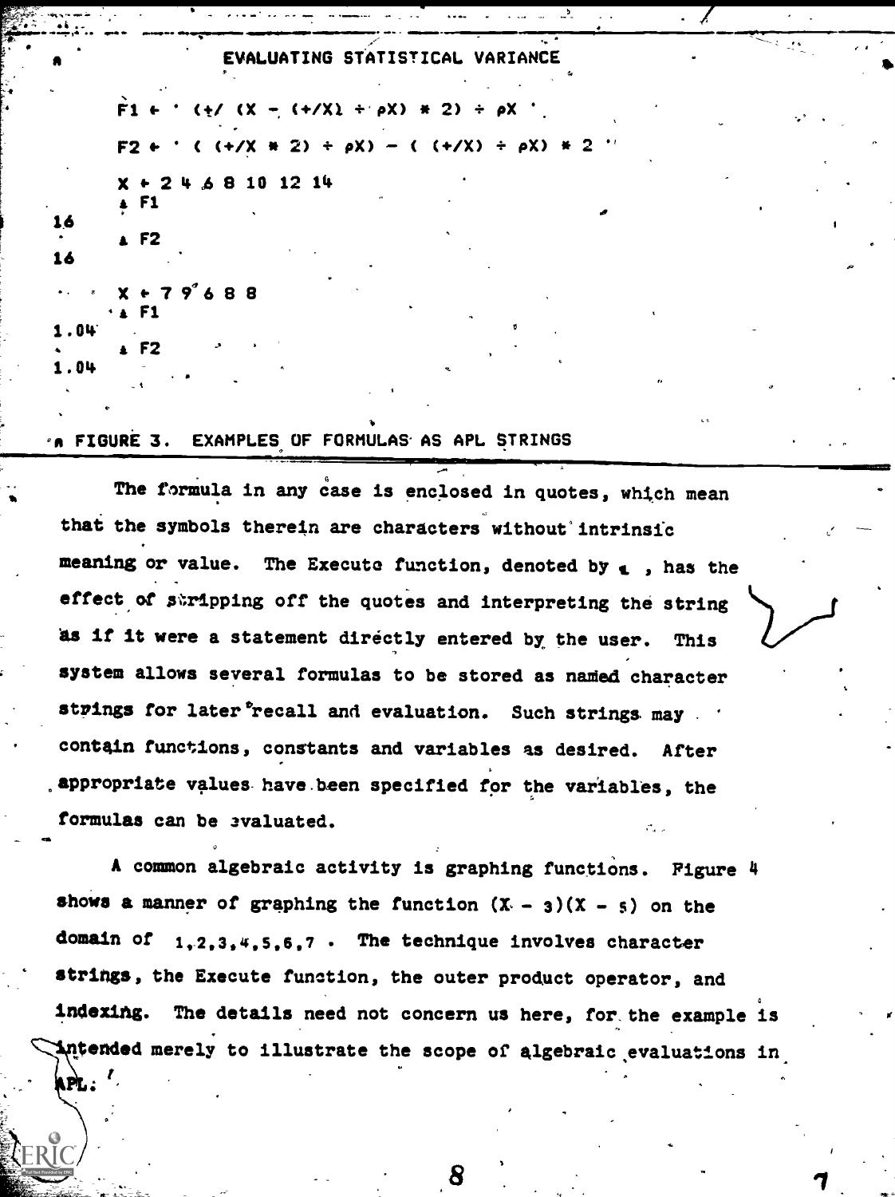```
EVALUATING STATISTICAL VARIANCE

      F1 ← '(+/(X - (+/X) ÷ ρX) * 2) ÷ ρX '
      F2 ← '( (+/X * 2) ÷ ρX) - ( (+/X) ÷ ρX) * 2 '
      X ← 2 4 6 8 10 12 14
      ⍎ F1
16
      ⍎ F2
16
      X ← 7 9 6 8 8
      ⍎ F1
1.04
      ⍎ F2
1.04
```

FIGURE 3. EXAMPLES OF FORMULAS AS APL STRINGS

The formula in any case is enclosed in quotes, which mean that the symbols therein are characters without intrinsic meaning or value. The Execute function, denoted by ⍎ , has the effect of stripping off the quotes and interpreting the string as if it were a statement directly entered by the user. This system allows several formulas to be stored as named character strings for later recall and evaluation. Such strings may contain functions, constants and variables as desired. After appropriate values have been specified for the variables, the formulas can be evaluated.

A common algebraic activity is graphing functions. Figure 4 shows a manner of graphing the function $(X - 3)(X - 5)$ on the domain of $1,2,3,4,5,6,7$ . The technique involves character strings, the Execute function, the outer product operator, and indexing. The details need not concern us here, for the example is intended merely to illustrate the scope of algebraic evaluations in APL.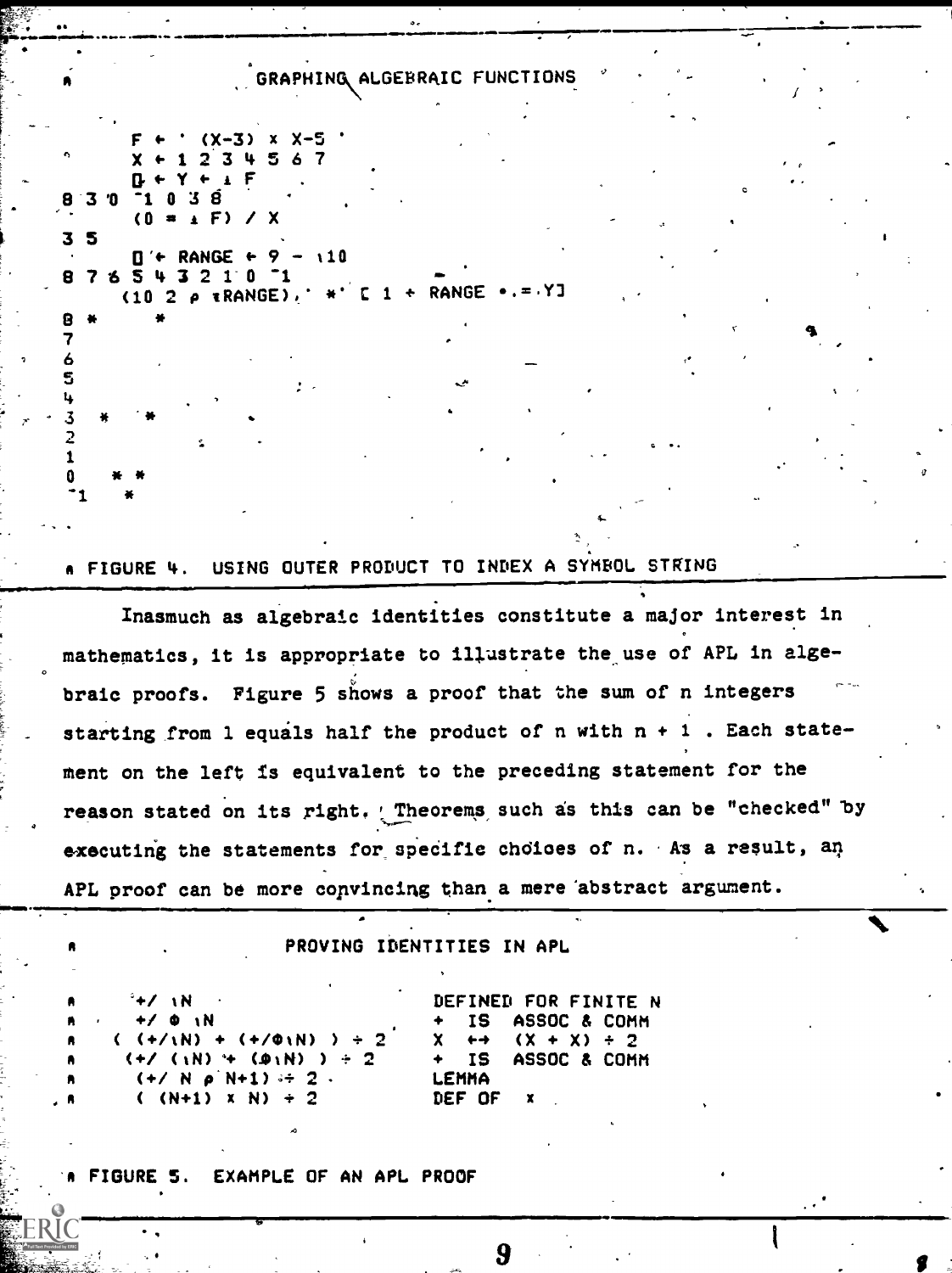```
      GRAPHING ALGEBRAIC FUNCTIONS

      F ← ' (X-3) × X-5 '
      X ← 1 2 3 4 5 6 7
      ⎕ ← Y ← ⍎ F
8 3 0 ¯1 0 3 8
      (0 = ⍎ F) / X
3 5
      ⎕ ← RANGE ← 9 - ⍳10
8 7 6 5 4 3 2 1 0 ¯1
      (10 2 ⍴ ⍕RANGE), ' *' [ 1 + RANGE ∘.= Y]
8 *     *
7
6
5
4
3  *   *
2
1
0   * *
¯1   *
```

⍝ FIGURE 4. USING OUTER PRODUCT TO INDEX A SYMBOL STRING

Inasmuch as algebraic identities constitute a major interest in mathematics, it is appropriate to illustrate the use of APL in algebraic proofs. Figure 5 shows a proof that the sum of n integers starting from 1 equals half the product of n with n + 1 . Each statement on the left is equivalent to the preceding statement for the reason stated on its right. Theorems such as this can be "checked" by executing the statements for specific choices of n. As a result, an APL proof can be more convincing than a mere abstract argument.

```
⍝                 PROVING IDENTITIES IN APL

⍝      +/ ⍳N                       DEFINED FOR FINITE N
⍝      +/ ⌽ ⍳N                     +  IS  ASSOC & COMM
⍝   ( (+/⍳N) + (+/⌽⍳N) ) ÷ 2       X  ←→  (X + X) ÷ 2
⍝    (+/ (⍳N) + (⌽⍳N) ) ÷ 2        +  IS  ASSOC & COMM
⍝     (+/ N ⍴ N+1) ÷ 2             LEMMA
⍝    ( (N+1) × N) ÷ 2              DEF OF  ×
```

⍝ FIGURE 5. EXAMPLE OF AN APL PROOF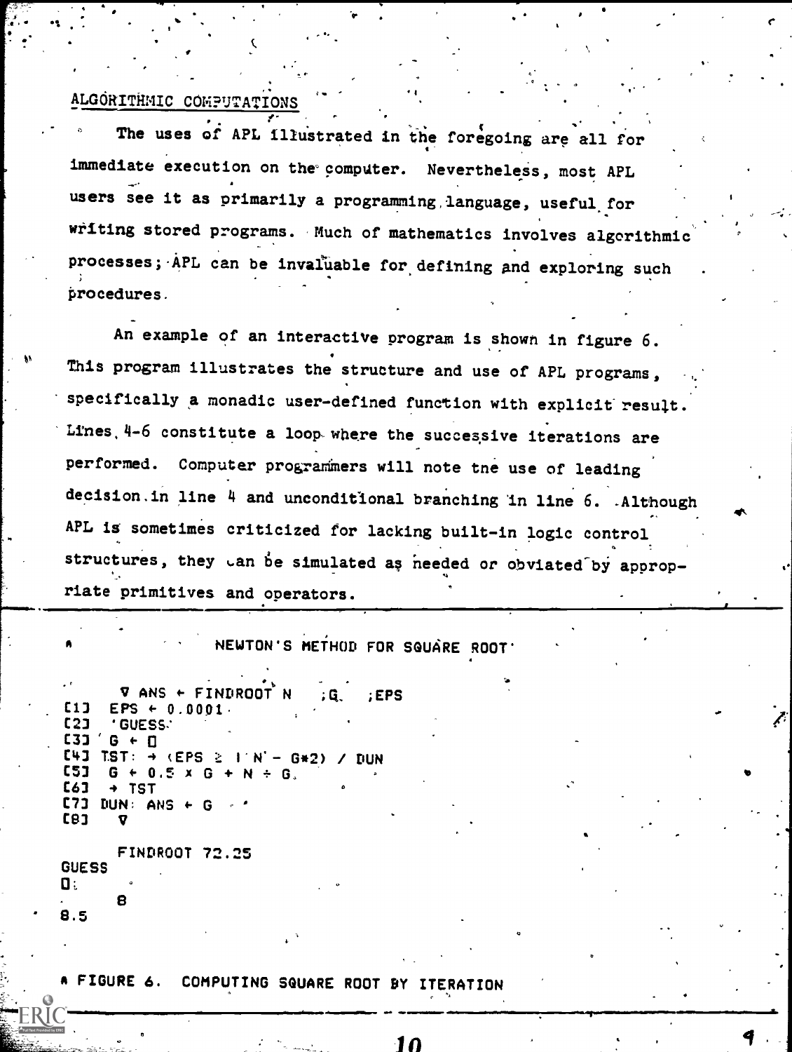## ALGORITHMIC COMPUTATIONS

The uses of APL illustrated in the foregoing are all for immediate execution on the computer. Nevertheless, most APL users see it as primarily a programming language, useful for writing stored programs. Much of mathematics involves algorithmic processes; APL can be invaluable for defining and exploring such procedures.

An example of an interactive program is shown in figure 6. This program illustrates the structure and use of APL programs, specifically a monadic user-defined function with explicit result. Lines 4-6 constitute a loop where the successive iterations are performed. Computer programmers will note the use of leading decision in line 4 and unconditional branching in line 6. Although APL is sometimes criticized for lacking built-in logic control structures, they can be simulated as needed or obviated by appropriate primitives and operators.

```
⍝              NEWTON'S METHOD FOR SQUARE ROOT

      ∇ ANS ← FINDROOT N   ;G   ;EPS
[1]   EPS ← 0.0001
[2]   'GUESS'
[3]   G ← ⎕
[4]  TST: → (EPS ≥ | N - G*2) / DUN
[5]   G ← 0.5 × G + N ÷ G
[6]   → TST
[7]  DUN: ANS ← G
[8]   ∇

      FINDROOT 72.25
GUESS
⎕:
      8
8.5
```

⍝ FIGURE 6. COMPUTING SQUARE ROOT BY ITERATION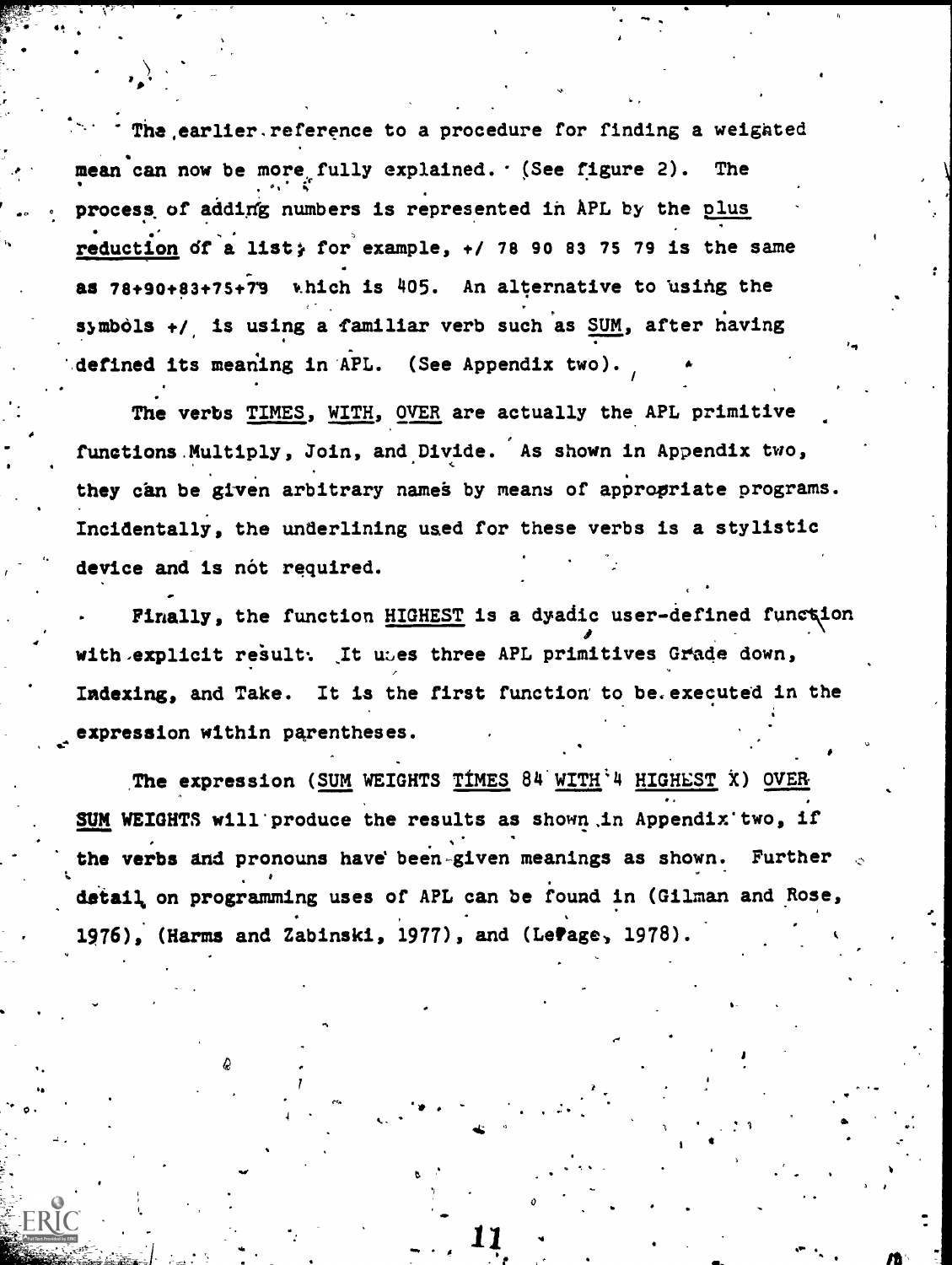The earlier reference to a procedure for finding a weighted mean can now be more fully explained. (See figure 2). The process of adding numbers is represented in APL by the plus reduction of a list; for example, +/ 78 90 83 75 79 is the same as 78+90+83+75+79 which is 405. An alternative to using the symbols +/ is using a familiar verb such as SUM, after having defined its meaning in APL. (See Appendix two).

The verbs TIMES, WITH, OVER are actually the APL primitive functions Multiply, Join, and Divide. As shown in Appendix two, they can be given arbitrary names by means of appropriate programs. Incidentally, the underlining used for these verbs is a stylistic device and is not required.

Finally, the function HIGHEST is a dyadic user-defined function with explicit result. It uses three APL primitives Grade down, Indexing, and Take. It is the first function to be executed in the expression within parentheses.

The expression (SUM WEIGHTS TIMES 84 WITH 4 HIGHEST X) OVER SUM WEIGHTS will produce the results as shown in Appendix two, if the verbs and pronouns have been given meanings as shown. Further detail on programming uses of APL can be found in (Gilman and Rose, 1976), (Harms and Zabinski, 1977), and (LePage, 1978).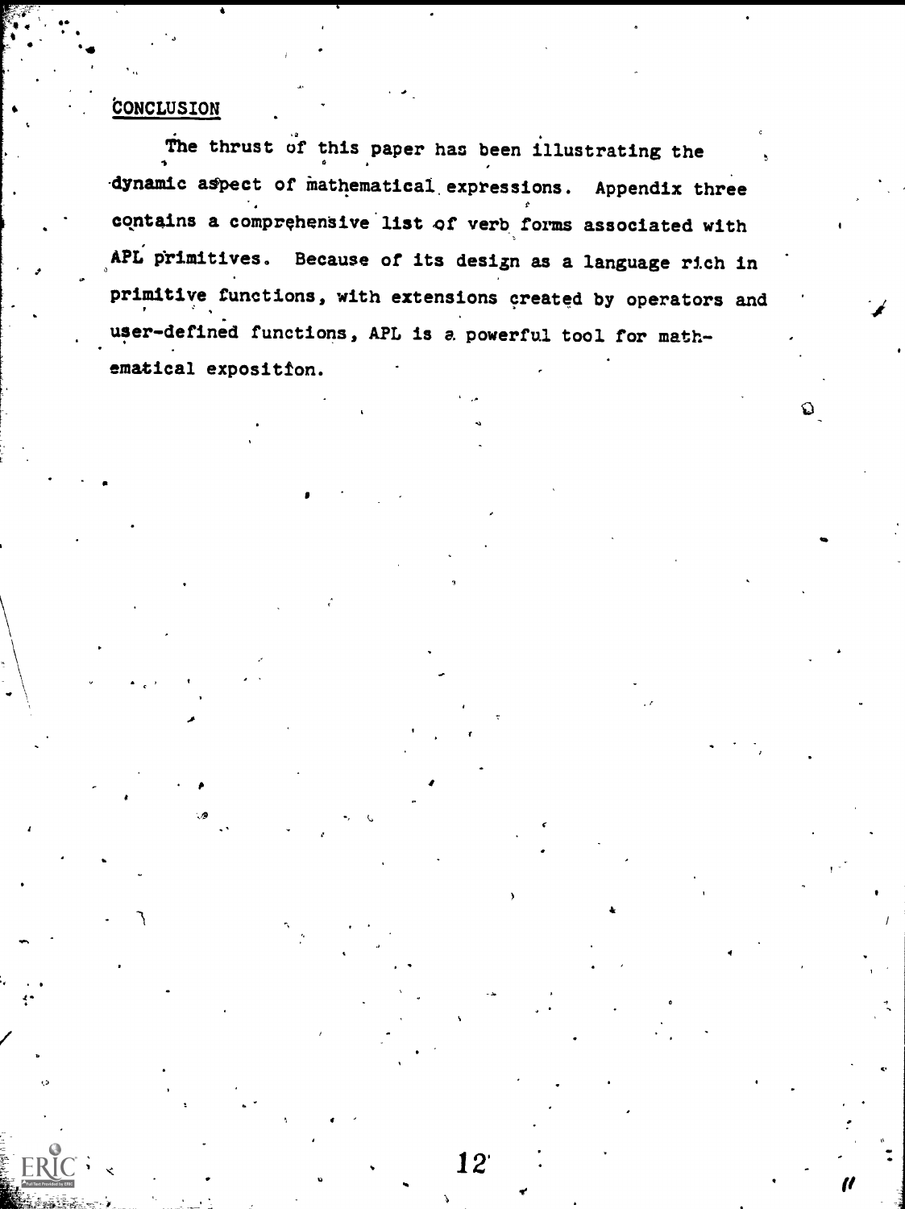## CONCLUSION

The thrust of this paper has been illustrating the dynamic aspect of mathematical expressions. Appendix three contains a comprehensive list of verb forms associated with APL primitives. Because of its design as a language rich in primitive functions, with extensions created by operators and user-defined functions, APL is a powerful tool for mathematical exposition.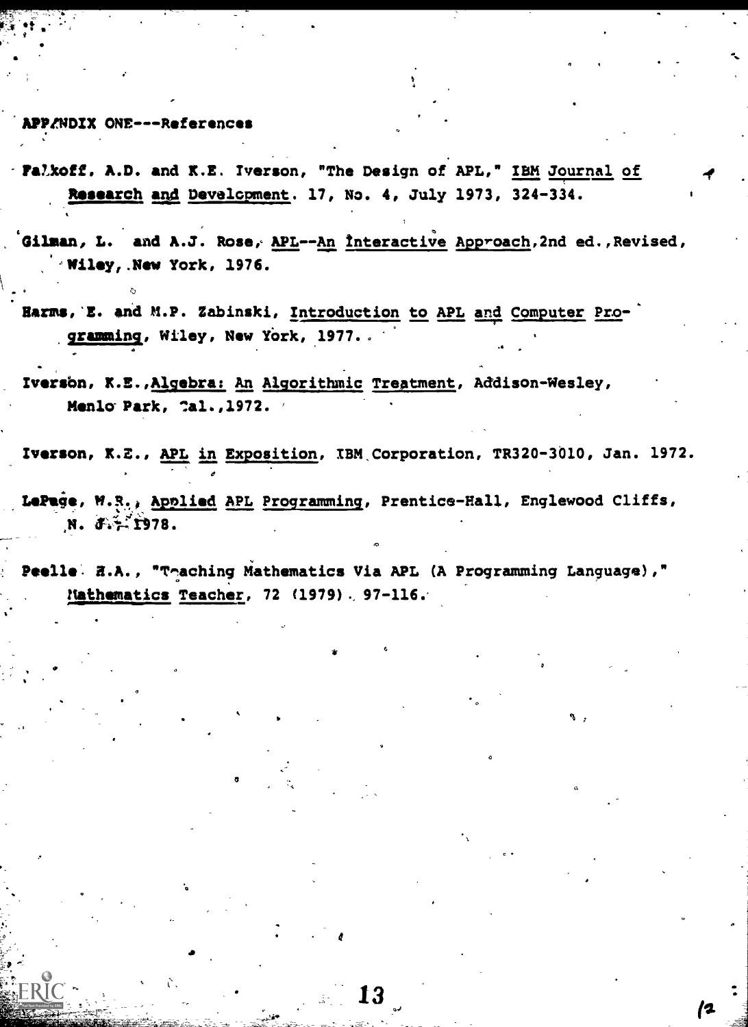## APPENDIX ONE---References

Falkoff, A.D. and K.E. Iverson, "The Design of APL," IBM Journal of Research and Development. 17, No. 4, July 1973, 324-334.

Gilman, L. and A.J. Rose, APL--An Interactive Approach, 2nd ed., Revised, Wiley, New York, 1976.

Harms, E. and M.P. Zabinski, Introduction to APL and Computer Programming, Wiley, New York, 1977.

Iverson, K.E., Algebra: An Algorithmic Treatment, Addison-Wesley, Menlo Park, Cal., 1972.

Iverson, K.E., APL in Exposition, IBM Corporation, TR320-3010, Jan. 1972.

LePage, W.R., Applied APL Programming, Prentice-Hall, Englewood Cliffs, N. J., 1978.

Peelle, H.A., "Teaching Mathematics Via APL (A Programming Language)," Mathematics Teacher, 72 (1979), 97-116.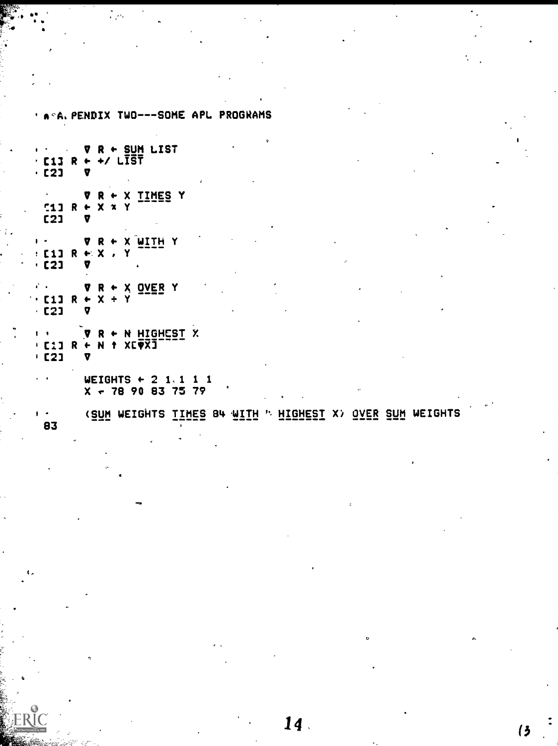## APPENDIX TWO---SOME APL PROGRAMS

```
      ∇ R ← SUM LIST
[1] R ← +/ LIST
[2]   ∇

      ∇ R ← X TIMES Y
[1] R ← X × Y
[2]   ∇

      ∇ R ← X WITH Y
[1] R ← X , Y
[2]   ∇

      ∇ R ← X OVER Y
[1] R ← X ÷ Y
[2]   ∇

      ∇ R ← N HIGHEST X
[1] R ← N ↑ X[⍒X]
[2]   ∇

      WEIGHTS ← 2 1 1 1 1
      X ← 78 90 83 75 79

      (SUM WEIGHTS TIMES 84 WITH 4 HIGHEST X) OVER SUM WEIGHTS
83
```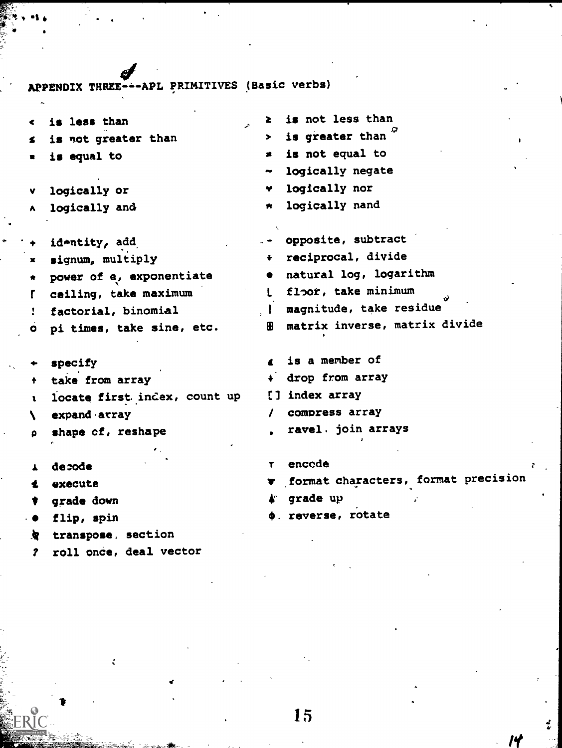APPENDIX THREE---APL PRIMITIVES (Basic verbs)

< is less than

≤ is not greater than

= is equal to

∨ logically or

∧ logically and

\+ identity, add

× signum, multiply

\* power of e, exponentiate

⌈ ceiling, take maximum

! factorial, binomial

○ pi times, take sine, etc.

← specify

↑ take from array

⍳ locate first index, count up

\ expand array

⍴ shape of, reshape

⊥ decode

⍎ execute

⍒ grade down

⊖ flip, spin

⍉ transpose, section

? roll once, deal vector

≥ is not less than

\> is greater than

≠ is not equal to

~ logically negate

⍱ logically nor

⍲ logically nand

\- opposite, subtract

÷ reciprocal, divide

⍟ natural log, logarithm

⌊ floor, take minimum

| magnitude, take residue

⌹ matrix inverse, matrix divide

∊ is a member of

↓ drop from array

[] index array

/ compress array

, ravel, join arrays

⊤ encode

⍕ format characters, format precision

⍋ grade up

⌽ reverse, rotate